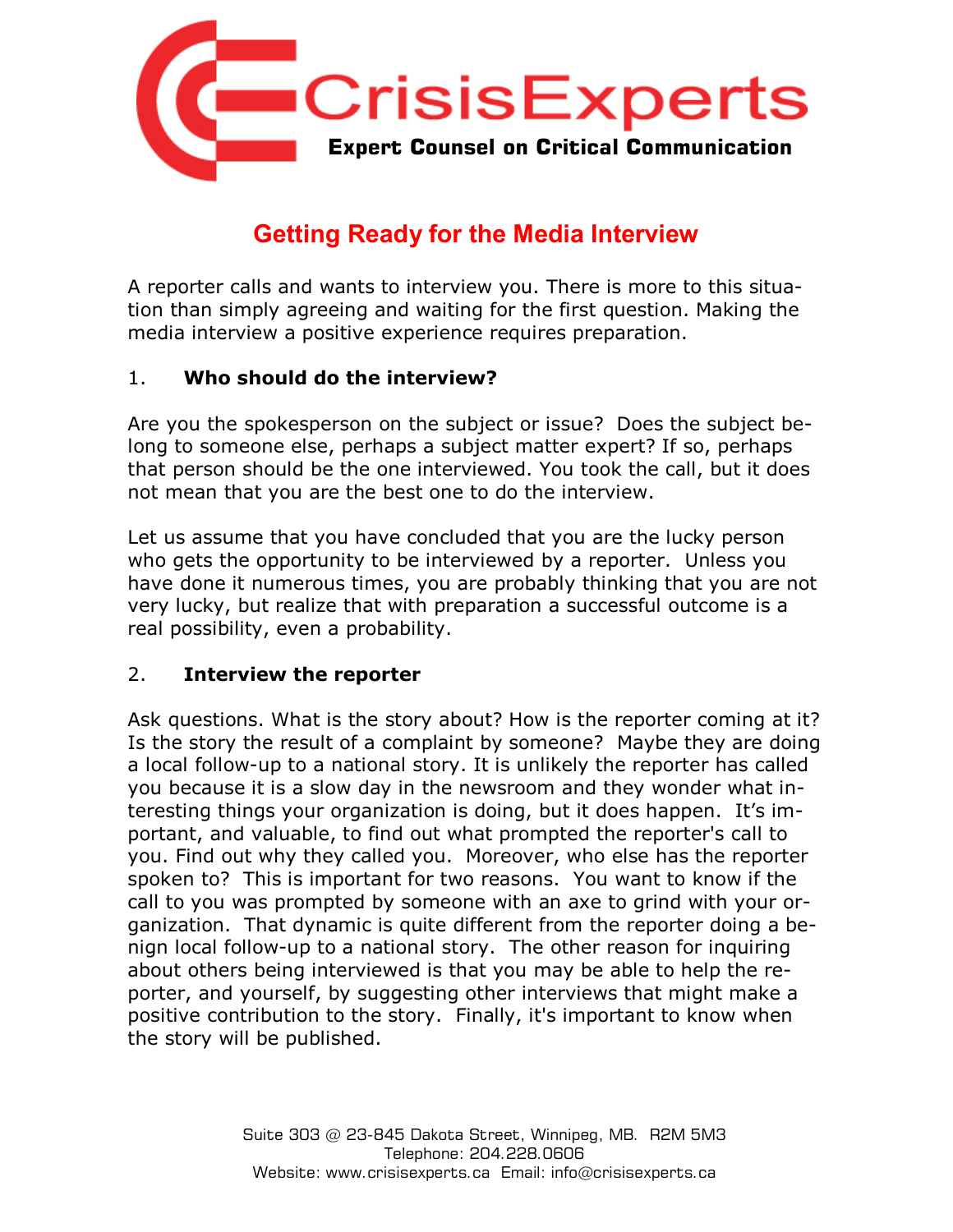# CrisisExperts

**Expert Counsel on Critical Communication**

## Getting Ready for the Media Interview

A reporter calls and wants to interview you. There is more to this situation than simply agreeing and waiting for the first question. Making the media interview a positive experience requires preparation.

### 1. Who should do the interview?

Are you the spokesperson on the subject or issue? Does the subject belong to someone else, perhaps a subject matter expert? If so, perhaps that person should be the one interviewed. You took the call, but it does not mean that you are the best one to do the interview.

Let us assume that you have concluded that you are the lucky person who gets the opportunity to be interviewed by a reporter. Unless you have done it numerous times, you are probably thinking that you are not very lucky, but realize that with preparation a successful outcome is a real possibility, even a probability.

### 2. Interview the reporter

Ask questions. What is the story about? How is the reporter coming at it? Is the story the result of a complaint by someone? Maybe they are doing a local follow-up to a national story. It is unlikely the reporter has called you because it is a slow day in the newsroom and they wonder what interesting things your organization is doing, but it does happen. It's important, and valuable, to find out what prompted the reporter's call to you. Find out why they called you. Moreover, who else has the reporter spoken to? This is important for two reasons. You want to know if the call to you was prompted by someone with an axe to grind with your organization. That dynamic is quite different from the reporter doing a benign local follow-up to a national story. The other reason for inquiring about others being interviewed is that you may be able to help the reporter, and yourself, by suggesting other interviews that might make a positive contribution to the story. Finally, it's important to know when the story will be published.

Suite 303 @ 23-845 Dakota Street, Winnipeg, MB. R2M 5M3
Telephone: 204.228.0606
Website: www.crisisexperts.ca Email: info@crisisexperts.ca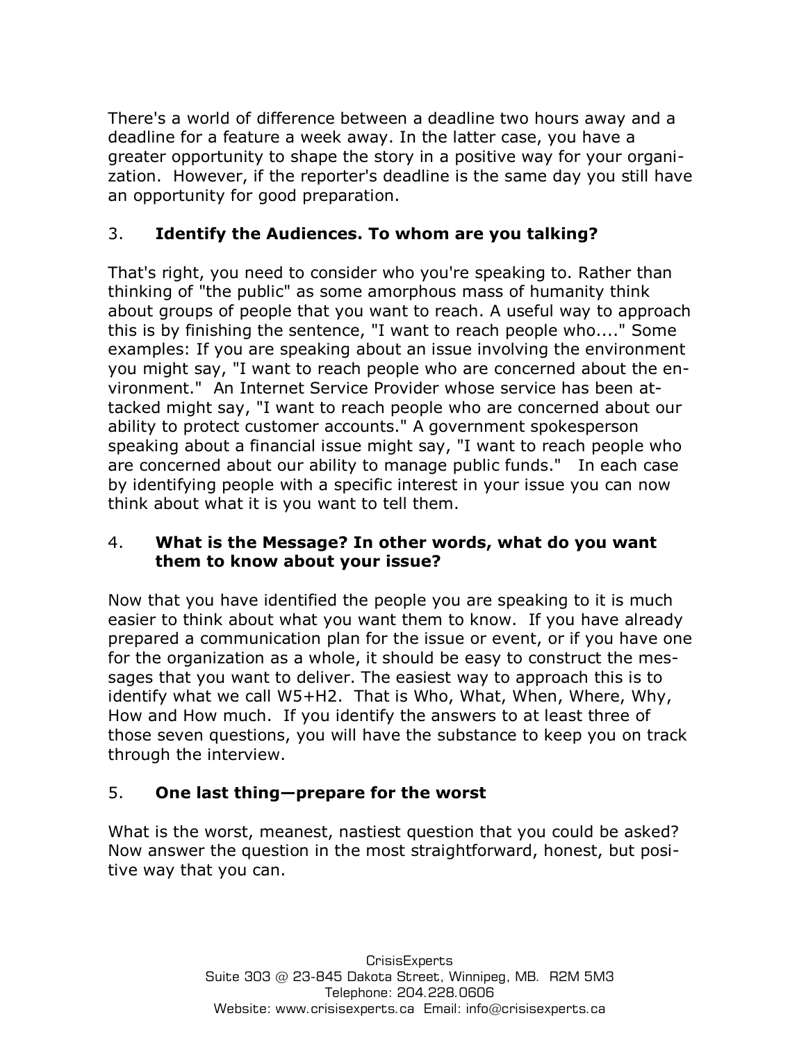There's a world of difference between a deadline two hours away and a deadline for a feature a week away. In the latter case, you have a greater opportunity to shape the story in a positive way for your organization. However, if the reporter's deadline is the same day you still have an opportunity for good preparation.

### 3. Identify the Audiences. To whom are you talking?

That's right, you need to consider who you're speaking to. Rather than thinking of "the public" as some amorphous mass of humanity think about groups of people that you want to reach. A useful way to approach this is by finishing the sentence, "I want to reach people who...." Some examples: If you are speaking about an issue involving the environment you might say, "I want to reach people who are concerned about the environment." An Internet Service Provider whose service has been attacked might say, "I want to reach people who are concerned about our ability to protect customer accounts." A government spokesperson speaking about a financial issue might say, "I want to reach people who are concerned about our ability to manage public funds." In each case by identifying people with a specific interest in your issue you can now think about what it is you want to tell them.

### 4. What is the Message? In other words, what do you want them to know about your issue?

Now that you have identified the people you are speaking to it is much easier to think about what you want them to know. If you have already prepared a communication plan for the issue or event, or if you have one for the organization as a whole, it should be easy to construct the messages that you want to deliver. The easiest way to approach this is to identify what we call W5+H2. That is Who, What, When, Where, Why, How and How much. If you identify the answers to at least three of those seven questions, you will have the substance to keep you on track through the interview.

### 5. One last thing—prepare for the worst

What is the worst, meanest, nastiest question that you could be asked? Now answer the question in the most straightforward, honest, but positive way that you can.

CrisisExperts
Suite 303 @ 23-845 Dakota Street, Winnipeg, MB. R2M 5M3
Telephone: 204.228.0606
Website: www.crisisexperts.ca Email: info@crisisexperts.ca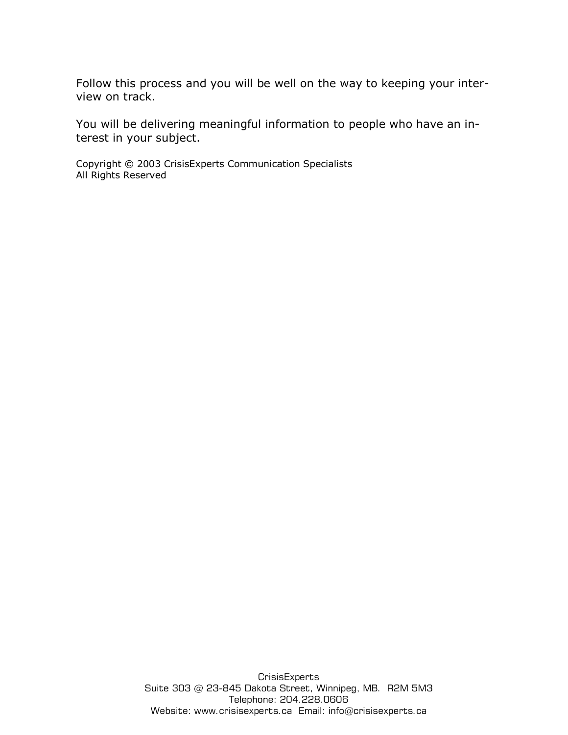Follow this process and you will be well on the way to keeping your interview on track.

You will be delivering meaningful information to people who have an interest in your subject.

Copyright © 2003 CrisisExperts Communication Specialists
All Rights Reserved